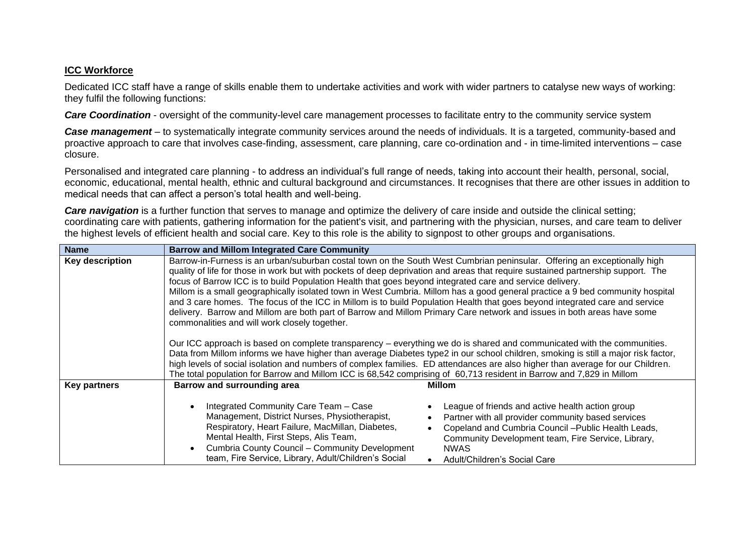**ICC Workforce**

Dedicated ICC staff have a range of skills enable them to undertake activities and work with wider partners to catalyse new ways of working: they fulfil the following functions:

***Care Coordination*** - oversight of the community-level care management processes to facilitate entry to the community service system

***Case management*** – to systematically integrate community services around the needs of individuals. It is a targeted, community-based and proactive approach to care that involves case-finding, assessment, care planning, care co-ordination and - in time-limited interventions – case closure.

Personalised and integrated care planning - to address an individual's full range of needs, taking into account their health, personal, social, economic, educational, mental health, ethnic and cultural background and circumstances. It recognises that there are other issues in addition to medical needs that can affect a person's total health and well-being.

***Care navigation*** is a further function that serves to manage and optimize the delivery of care inside and outside the clinical setting; coordinating care with patients, gathering information for the patient's visit, and partnering with the physician, nurses, and care team to deliver the highest levels of efficient health and social care. Key to this role is the ability to signpost to other groups and organisations.

| **Name** | **Barrow and Millom Integrated Care Community** | |
|---|---|---|
| **Key description** | Barrow-in-Furness is an urban/suburban costal town on the South West Cumbrian peninsular. Offering an exceptionally high quality of life for those in work but with pockets of deep deprivation and areas that require sustained partnership support. The focus of Barrow ICC is to build Population Health that goes beyond integrated care and service delivery.<br>Millom is a small geographically isolated town in West Cumbria. Millom has a good general practice a 9 bed community hospital and 3 care homes. The focus of the ICC in Millom is to build Population Health that goes beyond integrated care and service delivery. Barrow and Millom are both part of Barrow and Millom Primary Care network and issues in both areas have some commonalities and will work closely together.<br><br>Our ICC approach is based on complete transparency – everything we do is shared and communicated with the communities. Data from Millom informs we have higher than average Diabetes type2 in our school children, smoking is still a major risk factor, high levels of social isolation and numbers of complex families. ED attendances are also higher than average for our Children. The total population for Barrow and Millom ICC is 68,542 comprising of 60,713 resident in Barrow and 7,829 in Millom | |
| **Key partners** | **Barrow and surrounding area**<br>• Integrated Community Care Team – Case Management, District Nurses, Physiotherapist, Respiratory, Heart Failure, MacMillan, Diabetes, Mental Health, First Steps, Alis Team,<br>• Cumbria County Council – Community Development team, Fire Service, Library, Adult/Children's Social | **Millom**<br>• League of friends and active health action group<br>• Partner with all provider community based services<br>• Copeland and Cumbria Council –Public Health Leads, Community Development team, Fire Service, Library, NWAS<br>• Adult/Children's Social Care |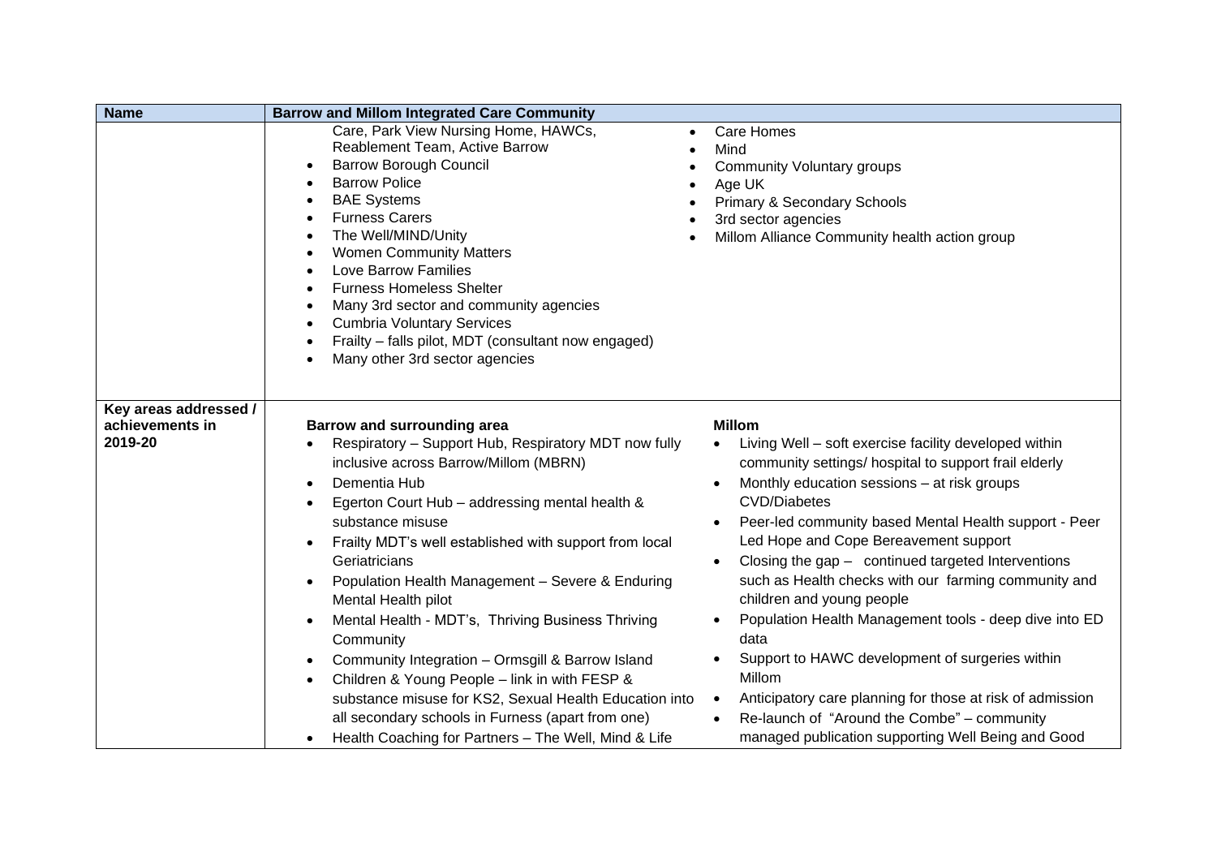| Name | Barrow and Millom Integrated Care Community | |
|---|---|---|
| | Care, Park View Nursing Home, HAWCs, Reablement Team, Active Barrow<br>• Barrow Borough Council<br>• Barrow Police<br>• BAE Systems<br>• Furness Carers<br>• The Well/MIND/Unity<br>• Women Community Matters<br>• Love Barrow Families<br>• Furness Homeless Shelter<br>• Many 3rd sector and community agencies<br>• Cumbria Voluntary Services<br>• Frailty – falls pilot, MDT (consultant now engaged)<br>• Many other 3rd sector agencies | • Care Homes<br>• Mind<br>• Community Voluntary groups<br>• Age UK<br>• Primary & Secondary Schools<br>• 3rd sector agencies<br>• Millom Alliance Community health action group |
| **Key areas addressed / achievements in 2019-20** | **Barrow and surrounding area**<br>• Respiratory – Support Hub, Respiratory MDT now fully inclusive across Barrow/Millom (MBRN)<br>• Dementia Hub<br>• Egerton Court Hub – addressing mental health & substance misuse<br>• Frailty MDT's well established with support from local Geriatricians<br>• Population Health Management – Severe & Enduring Mental Health pilot<br>• Mental Health - MDT's, Thriving Business Thriving Community<br>• Community Integration – Ormsgill & Barrow Island<br>• Children & Young People – link in with FESP & substance misuse for KS2, Sexual Health Education into all secondary schools in Furness (apart from one)<br>• Health Coaching for Partners – The Well, Mind & Life | **Millom**<br>• Living Well – soft exercise facility developed within community settings/ hospital to support frail elderly<br>• Monthly education sessions – at risk groups CVD/Diabetes<br>• Peer-led community based Mental Health support - Peer Led Hope and Cope Bereavement support<br>• Closing the gap – continued targeted Interventions such as Health checks with our farming community and children and young people<br>• Population Health Management tools - deep dive into ED data<br>• Support to HAWC development of surgeries within Millom<br>• Anticipatory care planning for those at risk of admission<br>• Re-launch of "Around the Combe" – community managed publication supporting Well Being and Good |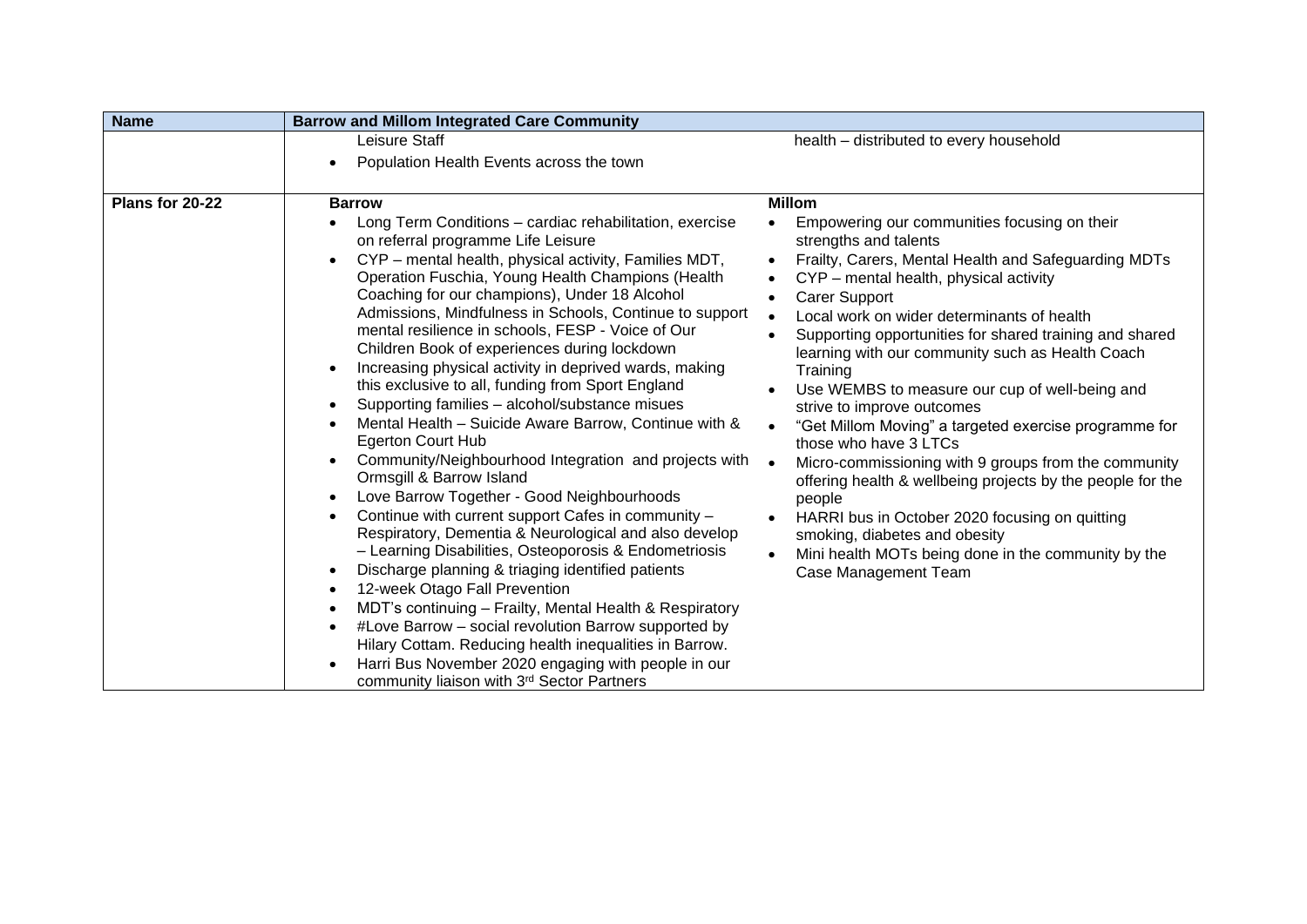| Name | Barrow and Millom Integrated Care Community | |
|---|---|---|
| | Leisure Staff<br>• Population Health Events across the town | health – distributed to every household |
| Plans for 20-22 | **Barrow**<br>• Long Term Conditions – cardiac rehabilitation, exercise on referral programme Life Leisure<br>• CYP – mental health, physical activity, Families MDT, Operation Fuschia, Young Health Champions (Health Coaching for our champions), Under 18 Alcohol Admissions, Mindfulness in Schools, Continue to support mental resilience in schools, FESP - Voice of Our Children Book of experiences during lockdown<br>• Increasing physical activity in deprived wards, making this exclusive to all, funding from Sport England<br>• Supporting families – alcohol/substance misues<br>• Mental Health – Suicide Aware Barrow, Continue with & Egerton Court Hub<br>• Community/Neighbourhood Integration and projects with Ormsgill & Barrow Island<br>• Love Barrow Together - Good Neighbourhoods<br>• Continue with current support Cafes in community – Respiratory, Dementia & Neurological and also develop – Learning Disabilities, Osteoporosis & Endometriosis<br>• Discharge planning & triaging identified patients<br>• 12-week Otago Fall Prevention<br>• MDT's continuing – Frailty, Mental Health & Respiratory<br>• #Love Barrow – social revolution Barrow supported by Hilary Cottam. Reducing health inequalities in Barrow.<br>• Harri Bus November 2020 engaging with people in our community liaison with 3rd Sector Partners | **Millom**<br>• Empowering our communities focusing on their strengths and talents<br>• Frailty, Carers, Mental Health and Safeguarding MDTs<br>• CYP – mental health, physical activity<br>• Carer Support<br>• Local work on wider determinants of health<br>• Supporting opportunities for shared training and shared learning with our community such as Health Coach Training<br>• Use WEMBS to measure our cup of well-being and strive to improve outcomes<br>• "Get Millom Moving" a targeted exercise programme for those who have 3 LTCs<br>• Micro-commissioning with 9 groups from the community offering health & wellbeing projects by the people for the people<br>• HARRI bus in October 2020 focusing on quitting smoking, diabetes and obesity<br>• Mini health MOTs being done in the community by the Case Management Team |